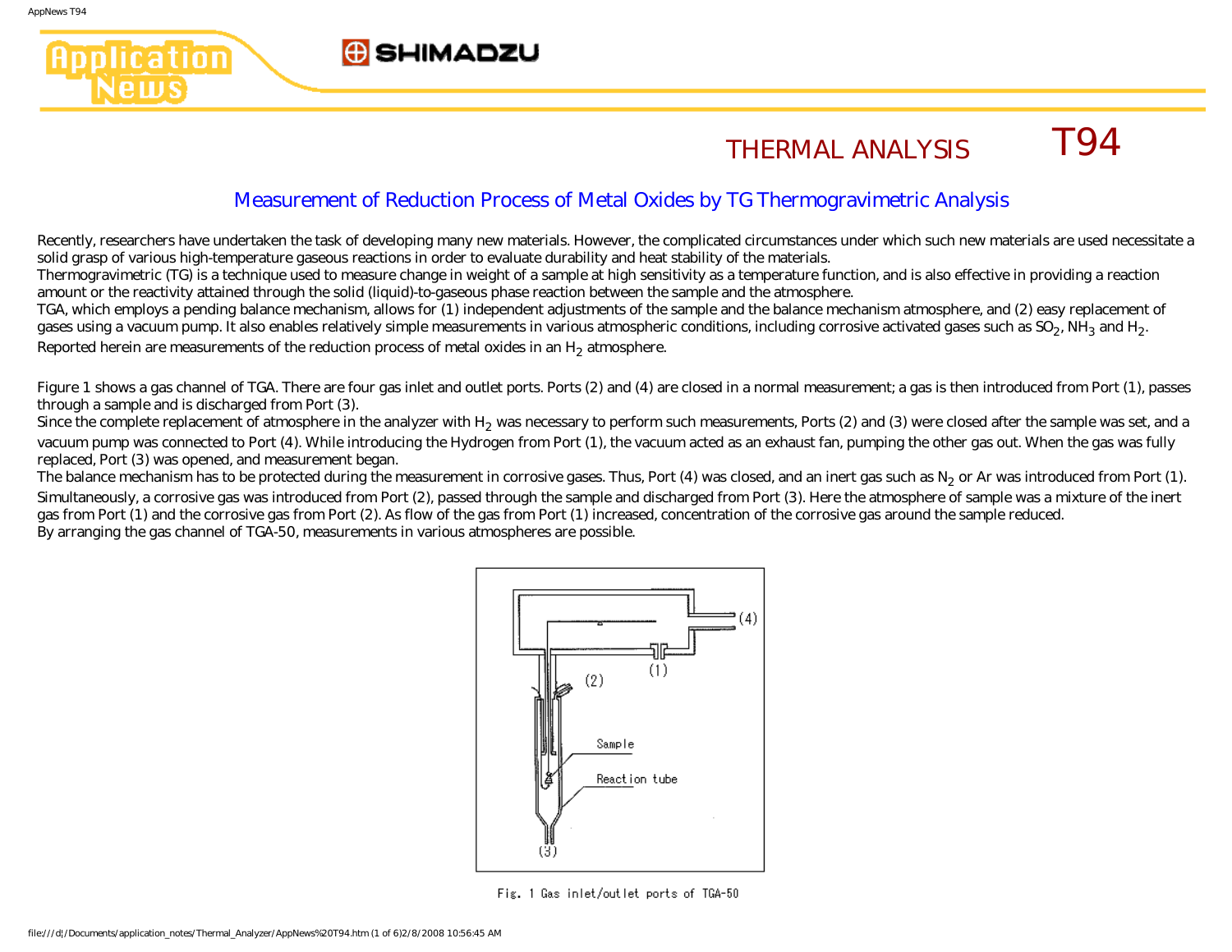# THERMAL ANALYSIS T94

## Measurement of Reduction Process of Metal Oxides by TG Thermogravimetric Analysis

Recently, researchers have undertaken the task of developing many new materials. However, the complicated circumstances under which such new materials are used necessitate a solid grasp of various high-temperature gaseous reactions in order to evaluate durability and heat stability of the materials.
Thermogravimetric (TG) is a technique used to measure change in weight of a sample at high sensitivity as a temperature function, and is also effective in providing a reaction amount or the reactivity attained through the solid (liquid)-to-gaseous phase reaction between the sample and the atmosphere.
TGA, which employs a pending balance mechanism, allows for (1) independent adjustments of the sample and the balance mechanism atmosphere, and (2) easy replacement of gases using a vacuum pump. It also enables relatively simple measurements in various atmospheric conditions, including corrosive activated gases such as $SO_2$, $NH_3$ and $H_2$.
Reported herein are measurements of the reduction process of metal oxides in an $H_2$ atmosphere.

Figure 1 shows a gas channel of TGA. There are four gas inlet and outlet ports. Ports (2) and (4) are closed in a normal measurement; a gas is then introduced from Port (1), passes through a sample and is discharged from Port (3).
Since the complete replacement of atmosphere in the analyzer with $H_2$ was necessary to perform such measurements, Ports (2) and (3) were closed after the sample was set, and a vacuum pump was connected to Port (4). While introducing the Hydrogen from Port (1), the vacuum acted as an exhaust fan, pumping the other gas out. When the gas was fully replaced, Port (3) was opened, and measurement began.
The balance mechanism has to be protected during the measurement in corrosive gases. Thus, Port (4) was closed, and an inert gas such as $N_2$ or Ar was introduced from Port (1). Simultaneously, a corrosive gas was introduced from Port (2), passed through the sample and discharged from Port (3). Here the atmosphere of sample was a mixture of the inert gas from Port (1) and the corrosive gas from Port (2). As flow of the gas from Port (1) increased, concentration of the corrosive gas around the sample reduced.
By arranging the gas channel of TGA-50, measurements in various atmospheres are possible.

Fig. 1 Gas inlet/outlet ports of TGA-50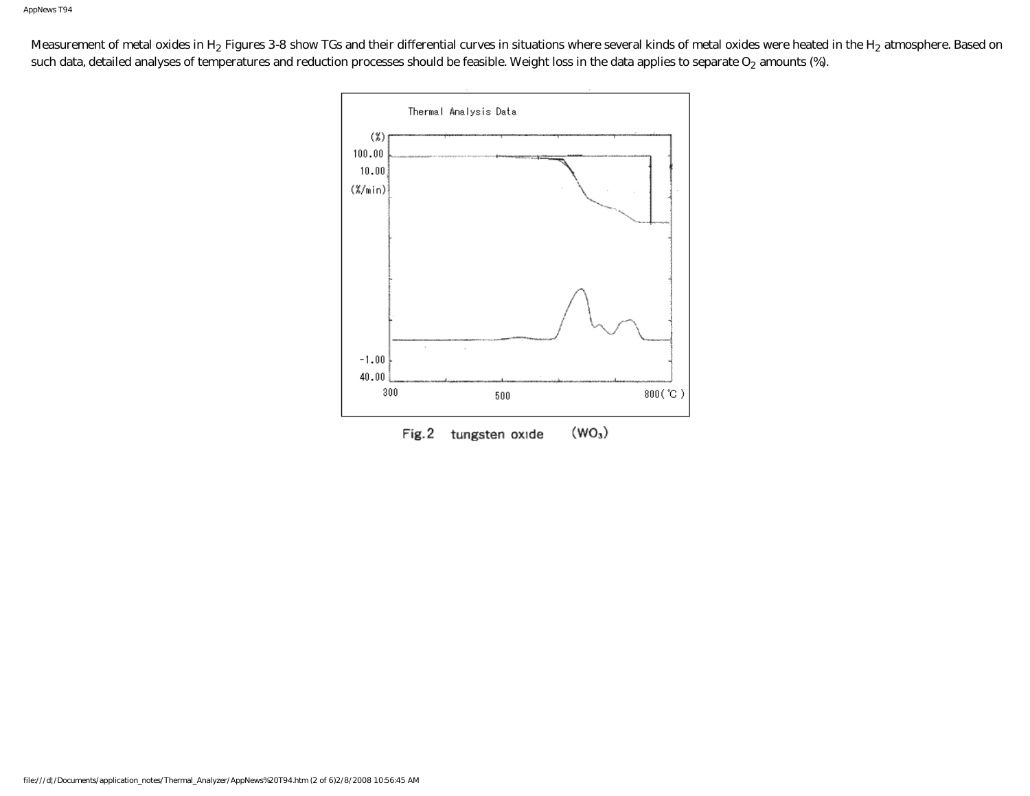Measurement of metal oxides in $H_2$ Figures 3-8 show TGs and their differential curves in situations where several kinds of metal oxides were heated in the $H_2$ atmosphere. Based on such data, detailed analyses of temperatures and reduction processes should be feasible. Weight loss in the data applies to separate $O_2$ amounts (%).

Fig.2 tungsten oxide ($WO_3$)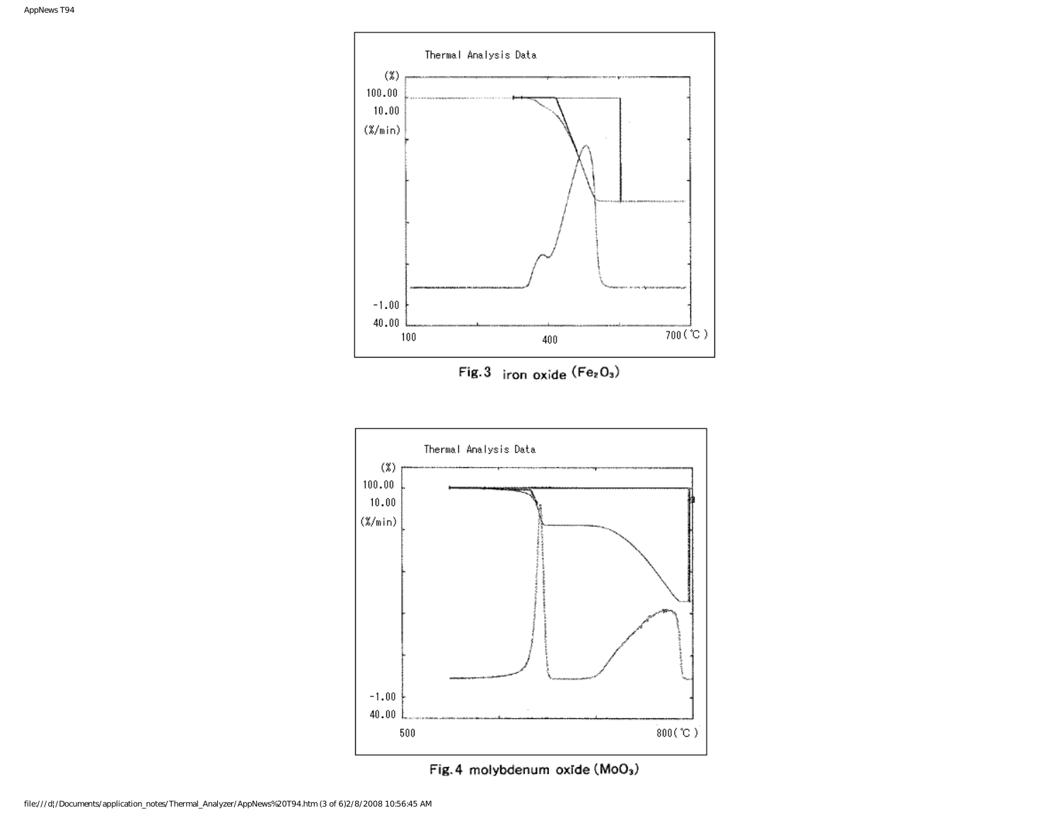Thermal Analysis Data

Fig.3 iron oxide ($Fe_2O_3$)

Thermal Analysis Data

Fig.4 molybdenum oxide ($MoO_3$)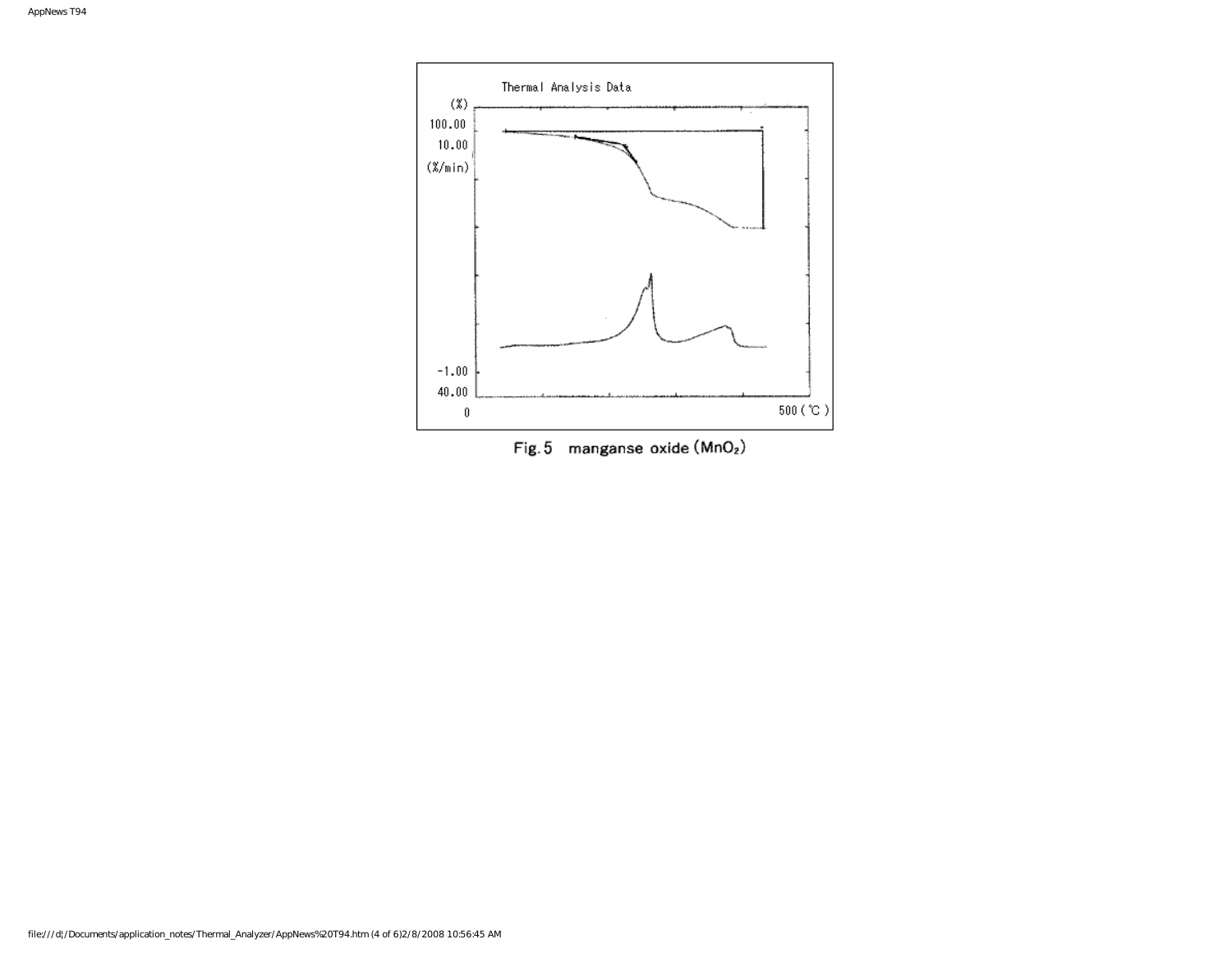Fig. 5 manganse oxide ($MnO_2$)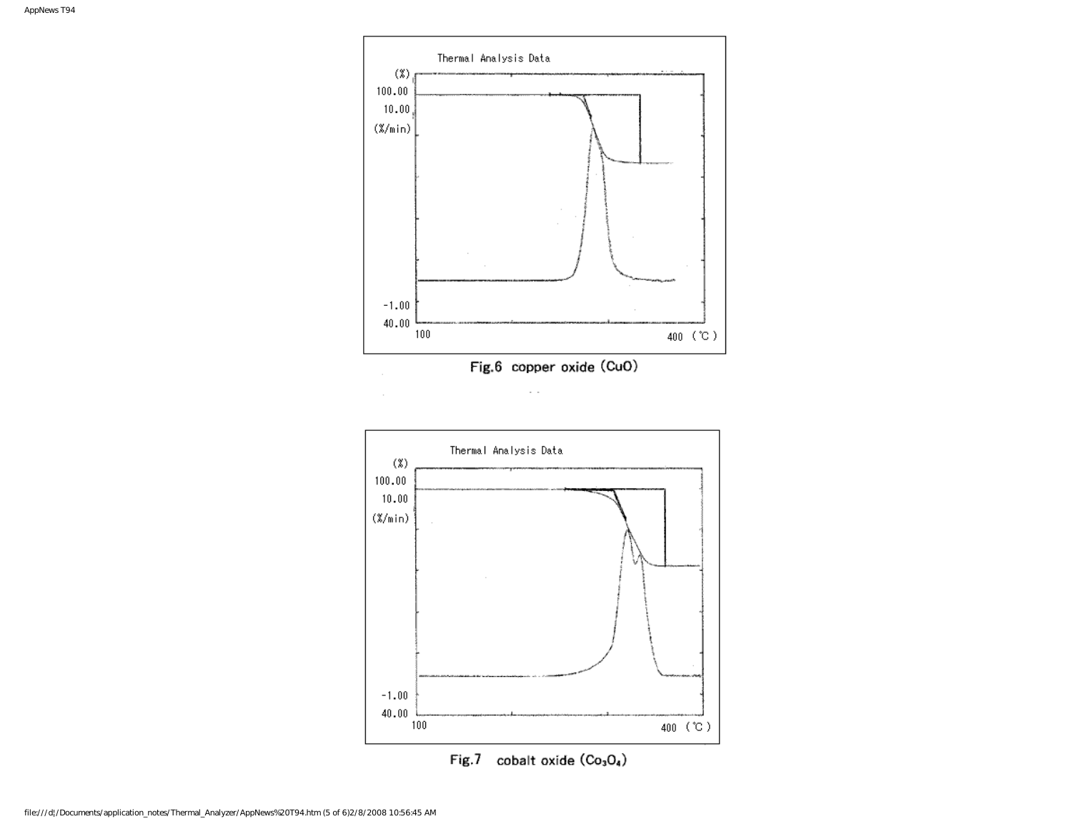Fig.6 copper oxide (CuO)

Fig.7 cobalt oxide ($Co_3O_4$)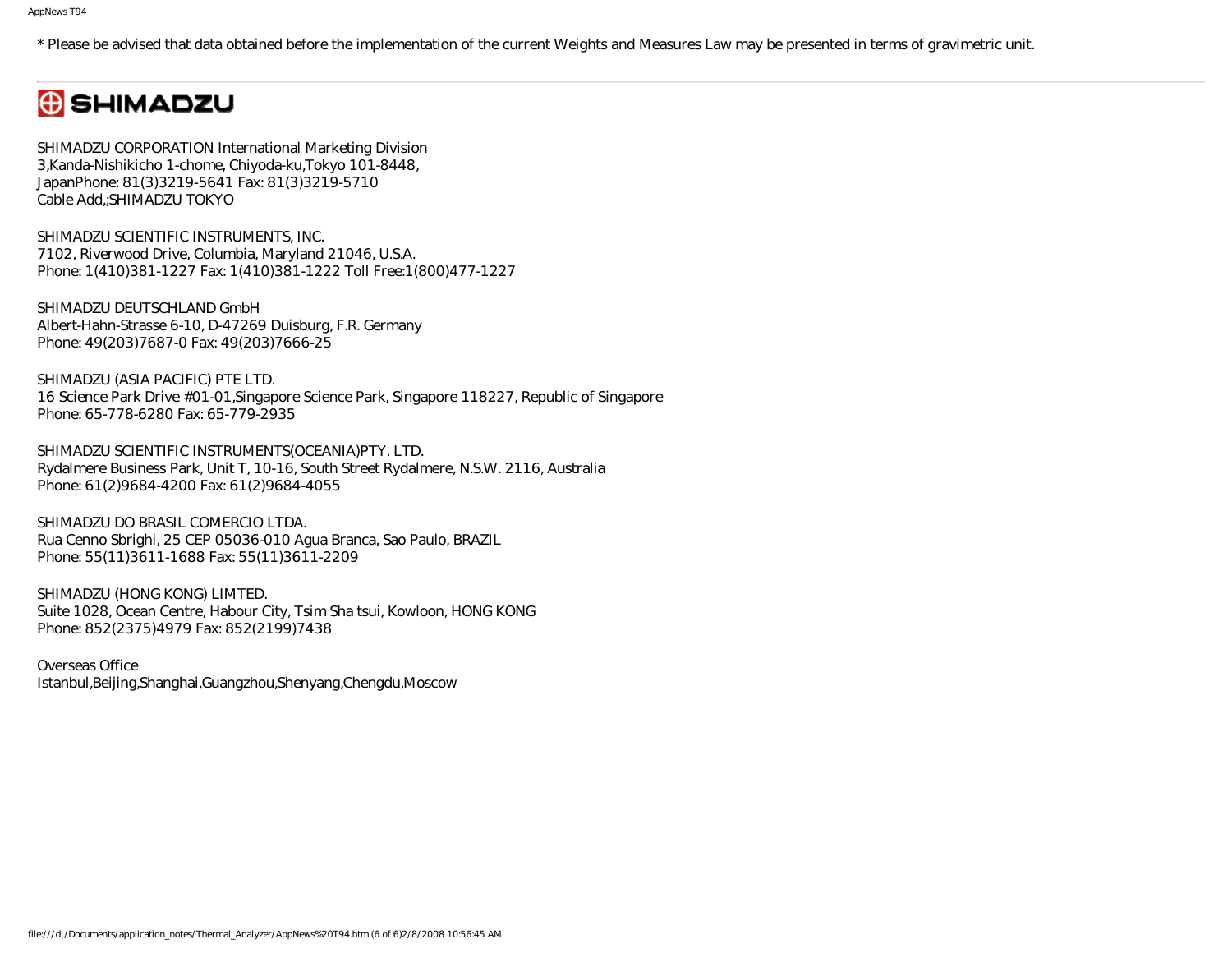* Please be advised that data obtained before the implementation of the current Weights and Measures Law may be presented in terms of gravimetric unit.

---

SHIMADZU

SHIMADZU CORPORATION International Marketing Division
3,Kanda-Nishikicho 1-chome, Chiyoda-ku,Tokyo 101-8448,
JapanPhone: 81(3)3219-5641 Fax: 81(3)3219-5710
Cable Add,;SHIMADZU TOKYO

SHIMADZU SCIENTIFIC INSTRUMENTS, INC.
7102, Riverwood Drive, Columbia, Maryland 21046, U.S.A.
Phone: 1(410)381-1227 Fax: 1(410)381-1222 Toll Free:1(800)477-1227

SHIMADZU DEUTSCHLAND GmbH
Albert-Hahn-Strasse 6-10, D-47269 Duisburg, F.R. Germany
Phone: 49(203)7687-0 Fax: 49(203)7666-25

SHIMADZU (ASIA PACIFIC) PTE LTD.
16 Science Park Drive #01-01,Singapore Science Park, Singapore 118227, Republic of Singapore
Phone: 65-778-6280 Fax: 65-779-2935

SHIMADZU SCIENTIFIC INSTRUMENTS(OCEANIA)PTY. LTD.
Rydalmere Business Park, Unit T, 10-16, South Street Rydalmere, N.S.W. 2116, Australia
Phone: 61(2)9684-4200 Fax: 61(2)9684-4055

SHIMADZU DO BRASIL COMERCIO LTDA.
Rua Cenno Sbrighi, 25 CEP 05036-010 Agua Branca, Sao Paulo, BRAZIL
Phone: 55(11)3611-1688 Fax: 55(11)3611-2209

SHIMADZU (HONG KONG) LIMTED.
Suite 1028, Ocean Centre, Habour City, Tsim Sha tsui, Kowloon, HONG KONG
Phone: 852(2375)4979 Fax: 852(2199)7438

Overseas Office
Istanbul,Beijing,Shanghai,Guangzhou,Shenyang,Chengdu,Moscow